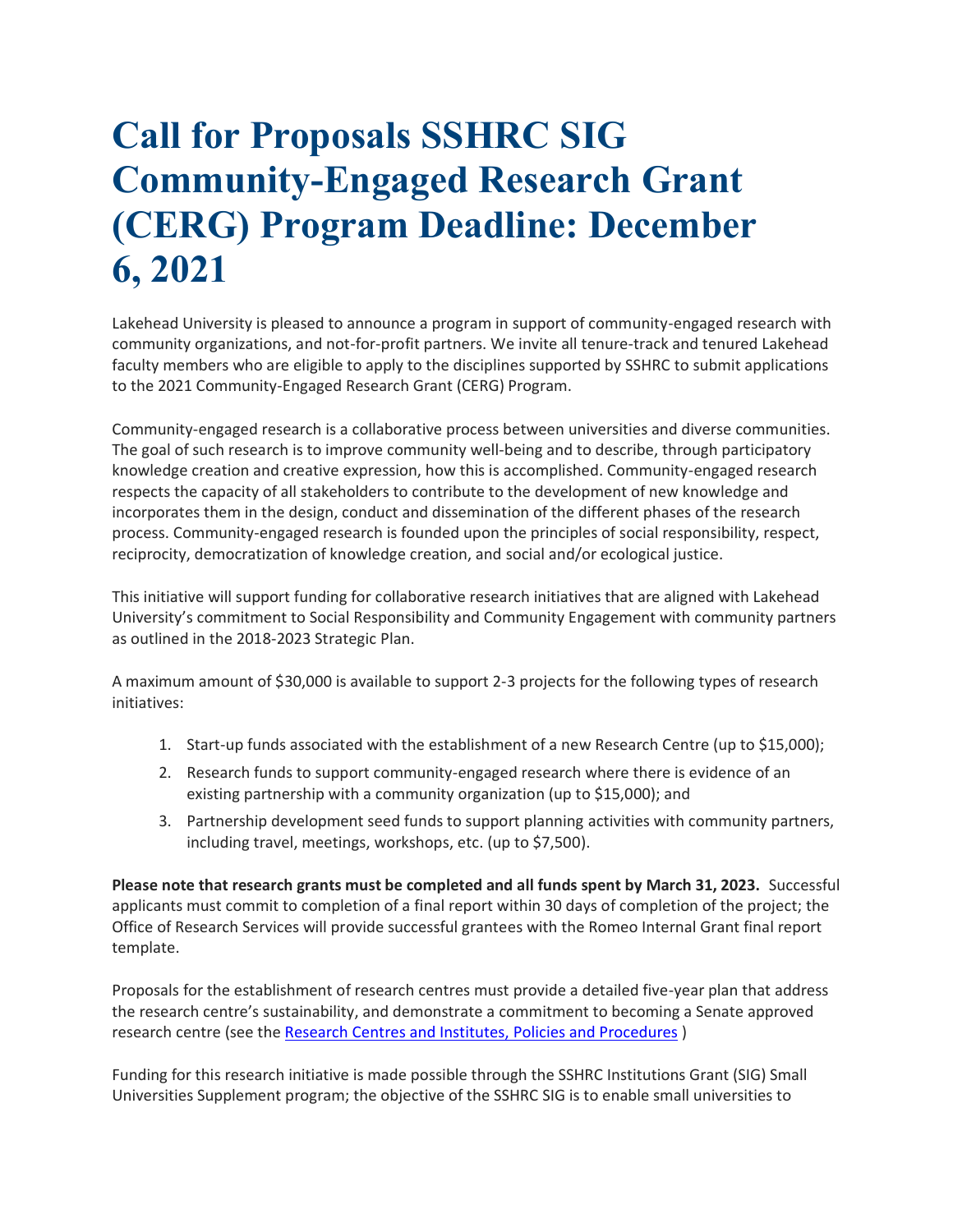# Call for Proposals SSHRC SIG Community-Engaged Research Grant (CERG) Program Deadline: December 6, 2021

Lakehead University is pleased to announce a program in support of community-engaged research with community organizations, and not-for-profit partners. We invite all tenure-track and tenured Lakehead faculty members who are eligible to apply to the disciplines supported by SSHRC to submit applications to the 2021 Community-Engaged Research Grant (CERG) Program.

Community-engaged research is a collaborative process between universities and diverse communities. The goal of such research is to improve community well-being and to describe, through participatory knowledge creation and creative expression, how this is accomplished. Community-engaged research respects the capacity of all stakeholders to contribute to the development of new knowledge and incorporates them in the design, conduct and dissemination of the different phases of the research process. Community-engaged research is founded upon the principles of social responsibility, respect, reciprocity, democratization of knowledge creation, and social and/or ecological justice.

This initiative will support funding for collaborative research initiatives that are aligned with Lakehead University's commitment to Social Responsibility and Community Engagement with community partners as outlined in the 2018-2023 Strategic Plan.

A maximum amount of $30,000 is available to support 2-3 projects for the following types of research initiatives:

1. Start-up funds associated with the establishment of a new Research Centre (up to $15,000);
2. Research funds to support community-engaged research where there is evidence of an existing partnership with a community organization (up to $15,000); and
3. Partnership development seed funds to support planning activities with community partners, including travel, meetings, workshops, etc. (up to $7,500).

**Please note that research grants must be completed and all funds spent by March 31, 2023.** Successful applicants must commit to completion of a final report within 30 days of completion of the project; the Office of Research Services will provide successful grantees with the Romeo Internal Grant final report template.

Proposals for the establishment of research centres must provide a detailed five-year plan that address the research centre's sustainability, and demonstrate a commitment to becoming a Senate approved research centre (see the [Research Centres and Institutes, Policies and Procedures](#) )

Funding for this research initiative is made possible through the SSHRC Institutions Grant (SIG) Small Universities Supplement program; the objective of the SSHRC SIG is to enable small universities to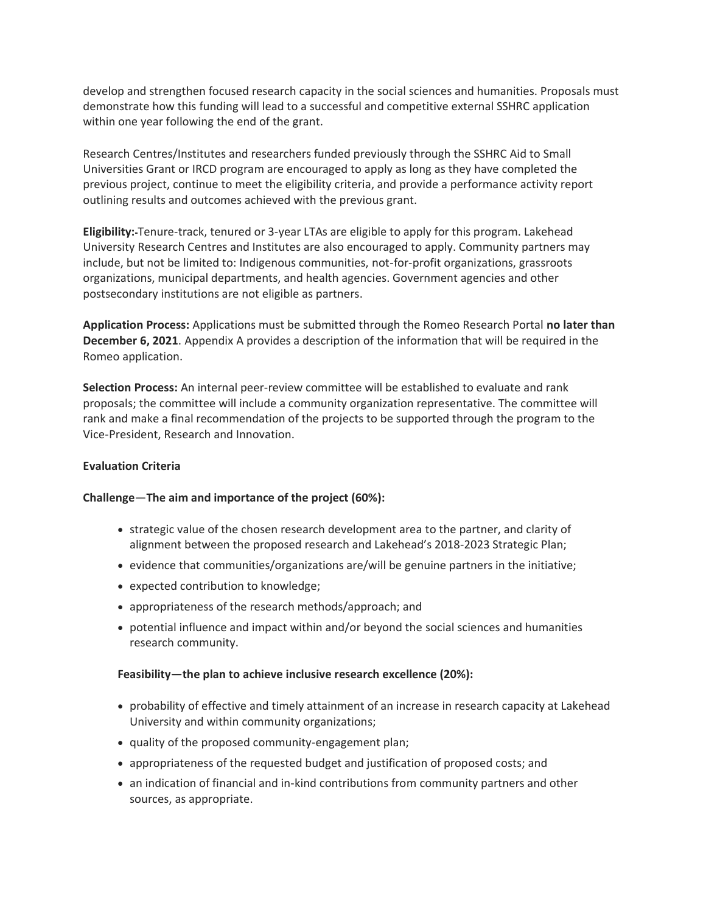develop and strengthen focused research capacity in the social sciences and humanities. Proposals must demonstrate how this funding will lead to a successful and competitive external SSHRC application within one year following the end of the grant.

Research Centres/Institutes and researchers funded previously through the SSHRC Aid to Small Universities Grant or IRCD program are encouraged to apply as long as they have completed the previous project, continue to meet the eligibility criteria, and provide a performance activity report outlining results and outcomes achieved with the previous grant.

**Eligibility:**-Tenure-track, tenured or 3-year LTAs are eligible to apply for this program. Lakehead University Research Centres and Institutes are also encouraged to apply. Community partners may include, but not be limited to: Indigenous communities, not-for-profit organizations, grassroots organizations, municipal departments, and health agencies. Government agencies and other postsecondary institutions are not eligible as partners.

**Application Process:** Applications must be submitted through the Romeo Research Portal **no later than December 6, 2021**. Appendix A provides a description of the information that will be required in the Romeo application.

**Selection Process:** An internal peer-review committee will be established to evaluate and rank proposals; the committee will include a community organization representative. The committee will rank and make a final recommendation of the projects to be supported through the program to the Vice-President, Research and Innovation.

**Evaluation Criteria**

**Challenge—The aim and importance of the project (60%):**

- strategic value of the chosen research development area to the partner, and clarity of alignment between the proposed research and Lakehead's 2018-2023 Strategic Plan;
- evidence that communities/organizations are/will be genuine partners in the initiative;
- expected contribution to knowledge;
- appropriateness of the research methods/approach; and
- potential influence and impact within and/or beyond the social sciences and humanities research community.

**Feasibility—the plan to achieve inclusive research excellence (20%):**

- probability of effective and timely attainment of an increase in research capacity at Lakehead University and within community organizations;
- quality of the proposed community-engagement plan;
- appropriateness of the requested budget and justification of proposed costs; and
- an indication of financial and in-kind contributions from community partners and other sources, as appropriate.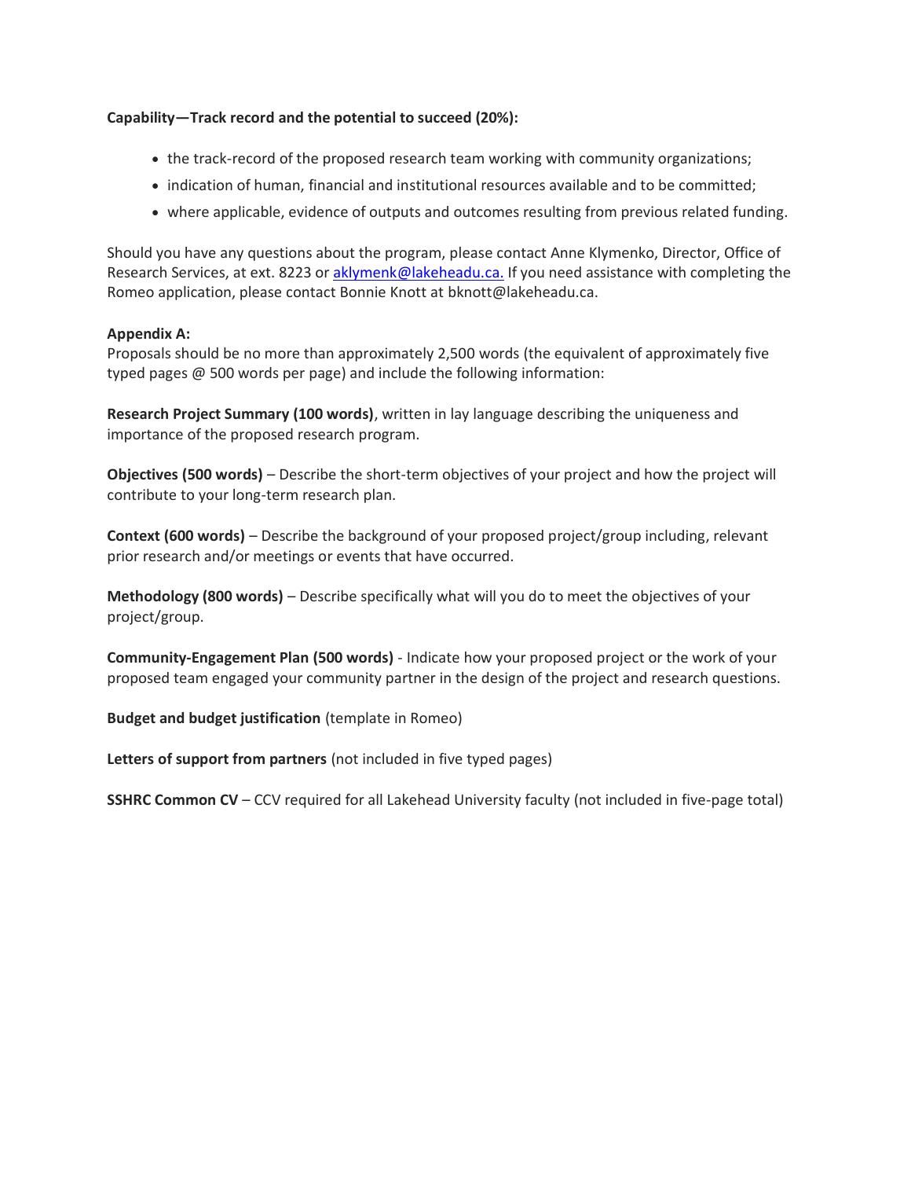**Capability—Track record and the potential to succeed (20%):**

- the track-record of the proposed research team working with community organizations;
- indication of human, financial and institutional resources available and to be committed;
- where applicable, evidence of outputs and outcomes resulting from previous related funding.

Should you have any questions about the program, please contact Anne Klymenko, Director, Office of Research Services, at ext. 8223 or aklymenk@lakeheadu.ca. If you need assistance with completing the Romeo application, please contact Bonnie Knott at bknott@lakeheadu.ca.

**Appendix A:**
Proposals should be no more than approximately 2,500 words (the equivalent of approximately five typed pages @ 500 words per page) and include the following information:

**Research Project Summary (100 words)**, written in lay language describing the uniqueness and importance of the proposed research program.

**Objectives (500 words)** – Describe the short-term objectives of your project and how the project will contribute to your long-term research plan.

**Context (600 words)** – Describe the background of your proposed project/group including, relevant prior research and/or meetings or events that have occurred.

**Methodology (800 words)** – Describe specifically what will you do to meet the objectives of your project/group.

**Community-Engagement Plan (500 words)** - Indicate how your proposed project or the work of your proposed team engaged your community partner in the design of the project and research questions.

**Budget and budget justification** (template in Romeo)

**Letters of support from partners** (not included in five typed pages)

**SSHRC Common CV** – CCV required for all Lakehead University faculty (not included in five-page total)